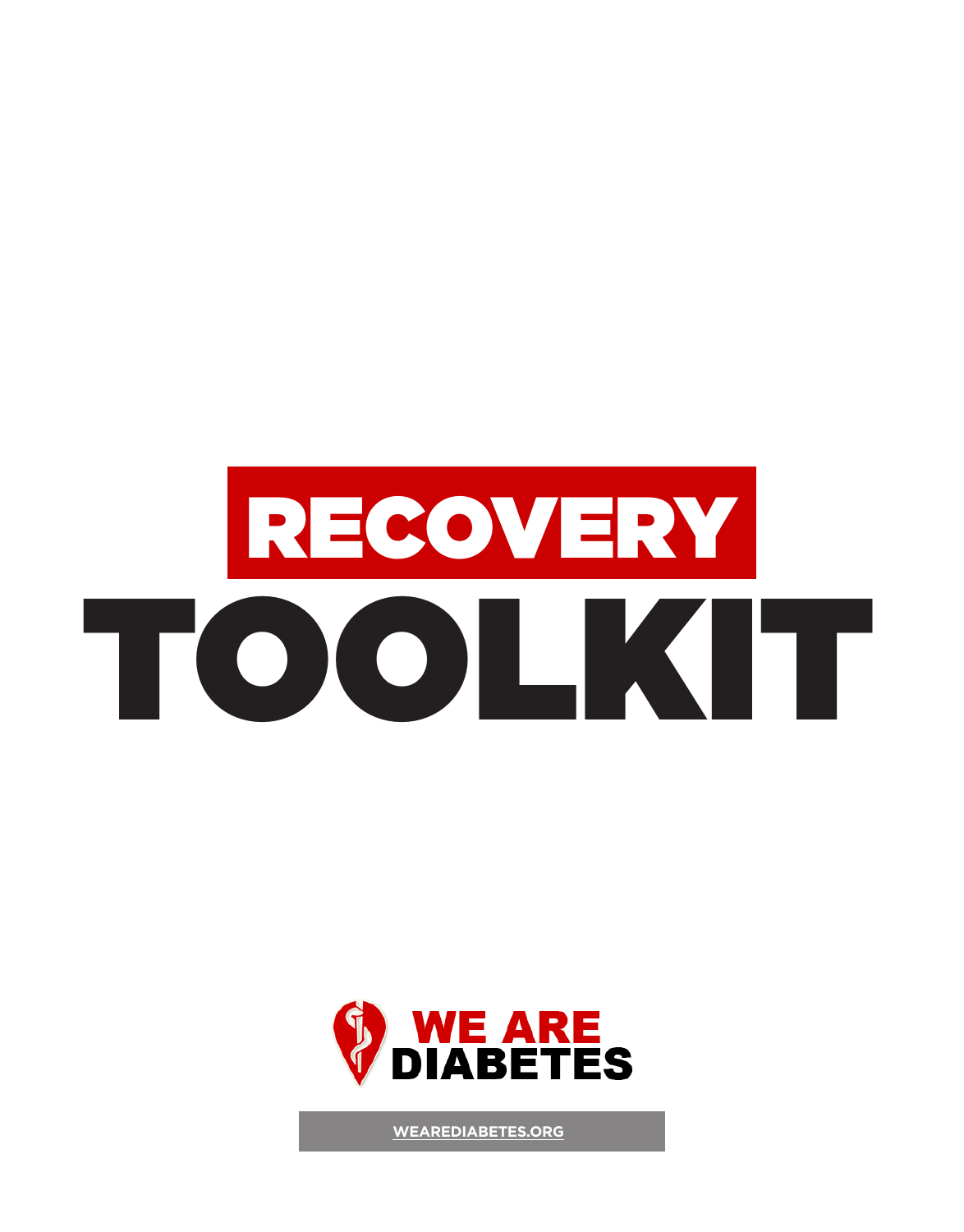# RECOVERY TOOLKIT

WE ARE DIABETES

WEAREDIABETES.ORG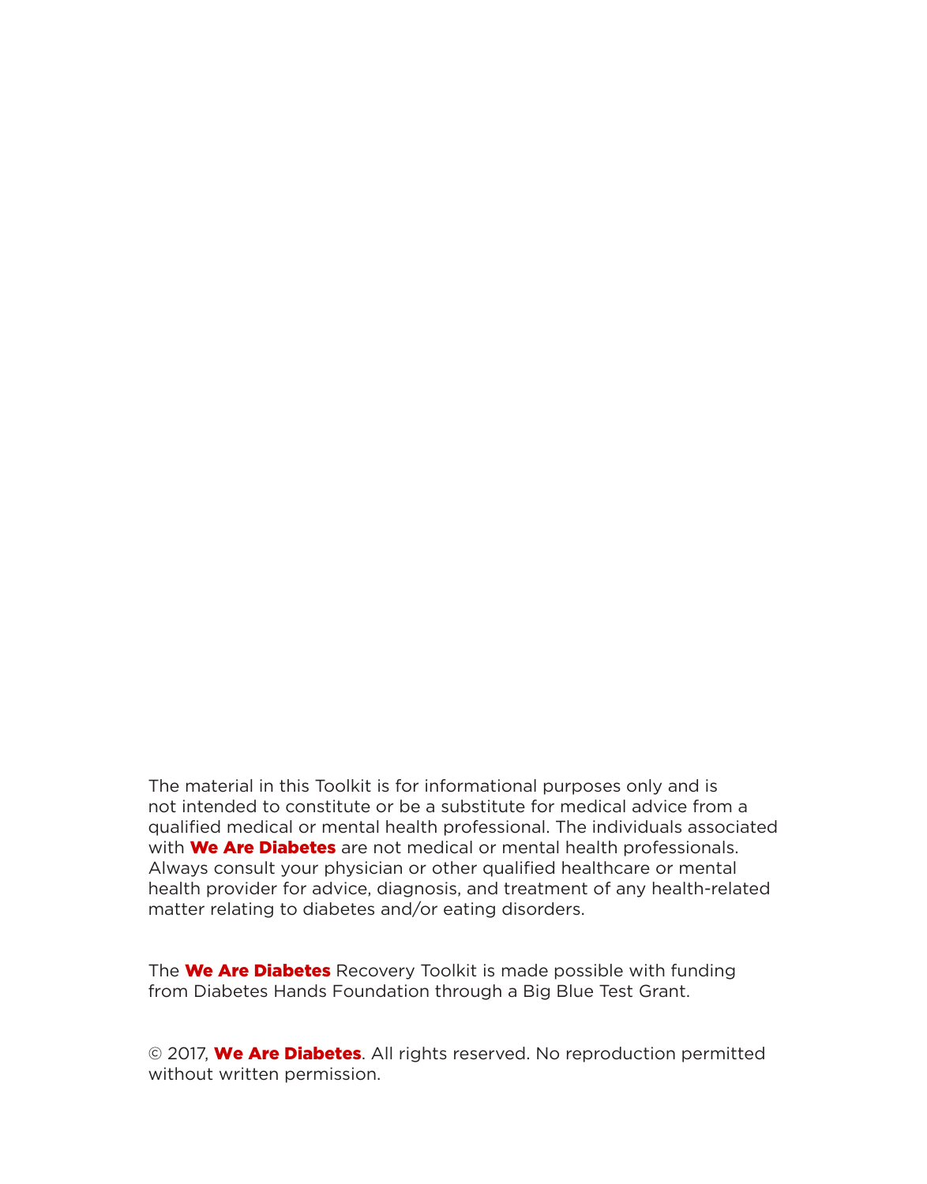The material in this Toolkit is for informational purposes only and is not intended to constitute or be a substitute for medical advice from a qualified medical or mental health professional. The individuals associated with **We Are Diabetes** are not medical or mental health professionals. Always consult your physician or other qualified healthcare or mental health provider for advice, diagnosis, and treatment of any health-related matter relating to diabetes and/or eating disorders.

The **We Are Diabetes** Recovery Toolkit is made possible with funding from Diabetes Hands Foundation through a Big Blue Test Grant.

© 2017, **We Are Diabetes**. All rights reserved. No reproduction permitted without written permission.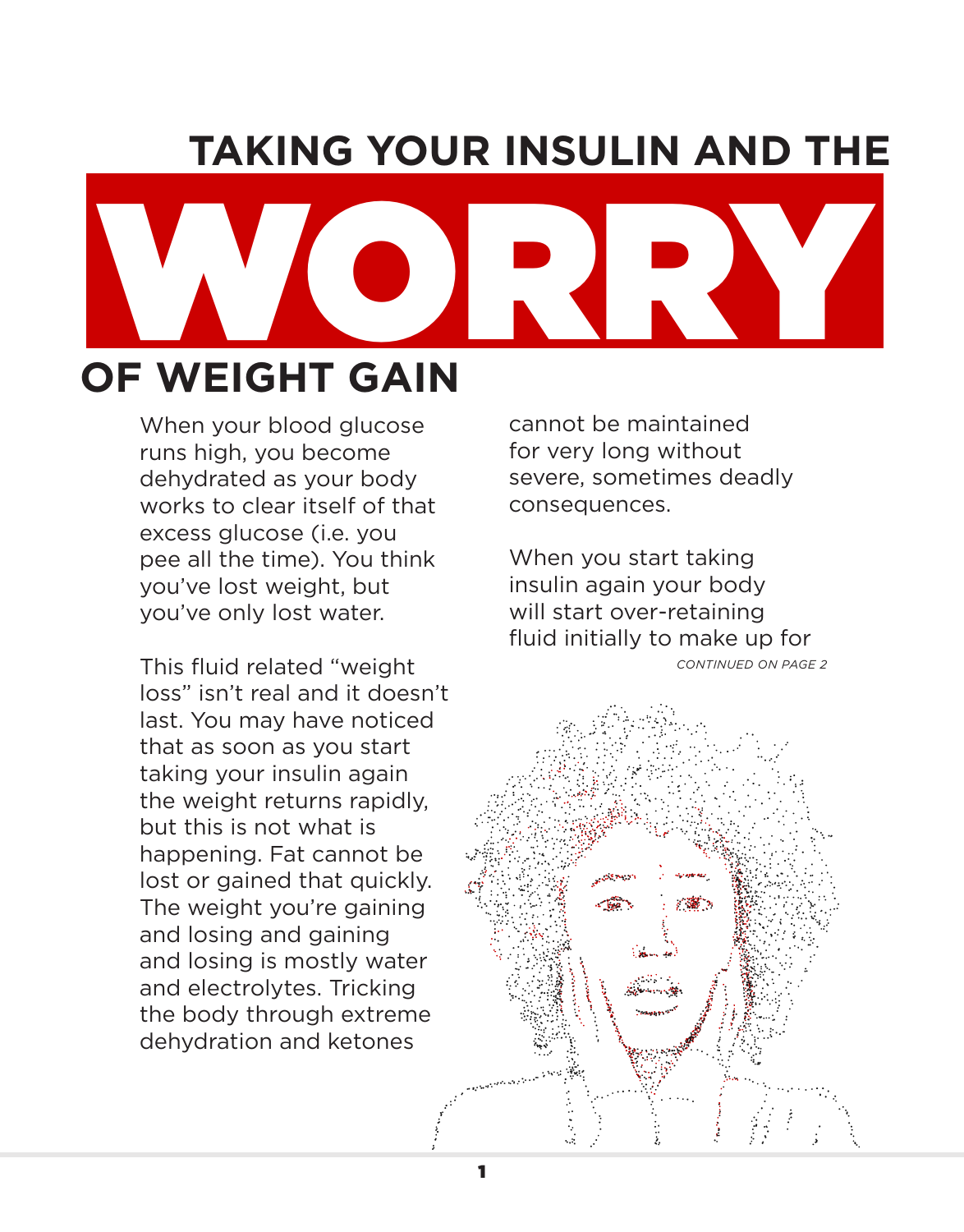# TAKING YOUR INSULIN AND THE WORRY OF WEIGHT GAIN

When your blood glucose runs high, you become dehydrated as your body works to clear itself of that excess glucose (i.e. you pee all the time). You think you've lost weight, but you've only lost water.

This fluid related "weight loss" isn't real and it doesn't last. You may have noticed that as soon as you start taking your insulin again the weight returns rapidly, but this is not what is happening. Fat cannot be lost or gained that quickly. The weight you're gaining and losing and gaining and losing is mostly water and electrolytes. Tricking the body through extreme dehydration and ketones cannot be maintained for very long without severe, sometimes deadly consequences.

When you start taking insulin again your body will start over-retaining fluid initially to make up for

*CONTINUED ON PAGE 2*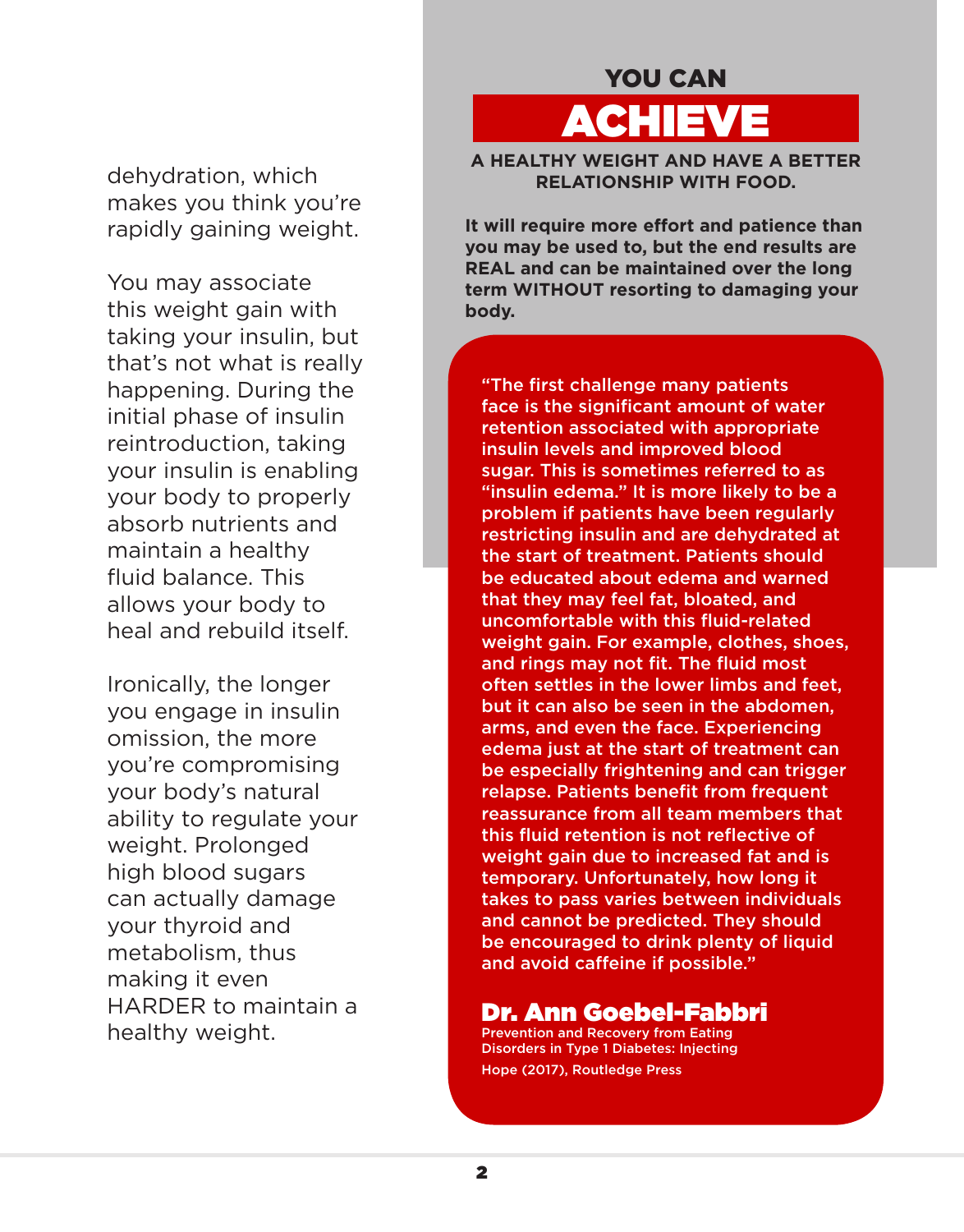dehydration, which makes you think you're rapidly gaining weight.

You may associate this weight gain with taking your insulin, but that's not what is really happening. During the initial phase of insulin reintroduction, taking your insulin is enabling your body to properly absorb nutrients and maintain a healthy fluid balance. This allows your body to heal and rebuild itself.

Ironically, the longer you engage in insulin omission, the more you're compromising your body's natural ability to regulate your weight. Prolonged high blood sugars can actually damage your thyroid and metabolism, thus making it even HARDER to maintain a healthy weight.

## YOU CAN ACHIEVE

**A HEALTHY WEIGHT AND HAVE A BETTER RELATIONSHIP WITH FOOD.**

**It will require more effort and patience than you may be used to, but the end results are REAL and can be maintained over the long term WITHOUT resorting to damaging your body.**

> "The first challenge many patients face is the significant amount of water retention associated with appropriate insulin levels and improved blood sugar. This is sometimes referred to as "insulin edema." It is more likely to be a problem if patients have been regularly restricting insulin and are dehydrated at the start of treatment. Patients should be educated about edema and warned that they may feel fat, bloated, and uncomfortable with this fluid-related weight gain. For example, clothes, shoes, and rings may not fit. The fluid most often settles in the lower limbs and feet, but it can also be seen in the abdomen, arms, and even the face. Experiencing edema just at the start of treatment can be especially frightening and can trigger relapse. Patients benefit from frequent reassurance from all team members that this fluid retention is not reflective of weight gain due to increased fat and is temporary. Unfortunately, how long it takes to pass varies between individuals and cannot be predicted. They should be encouraged to drink plenty of liquid and avoid caffeine if possible."

**Dr. Ann Goebel-Fabbri**
Prevention and Recovery from Eating Disorders in Type 1 Diabetes: Injecting Hope (2017), Routledge Press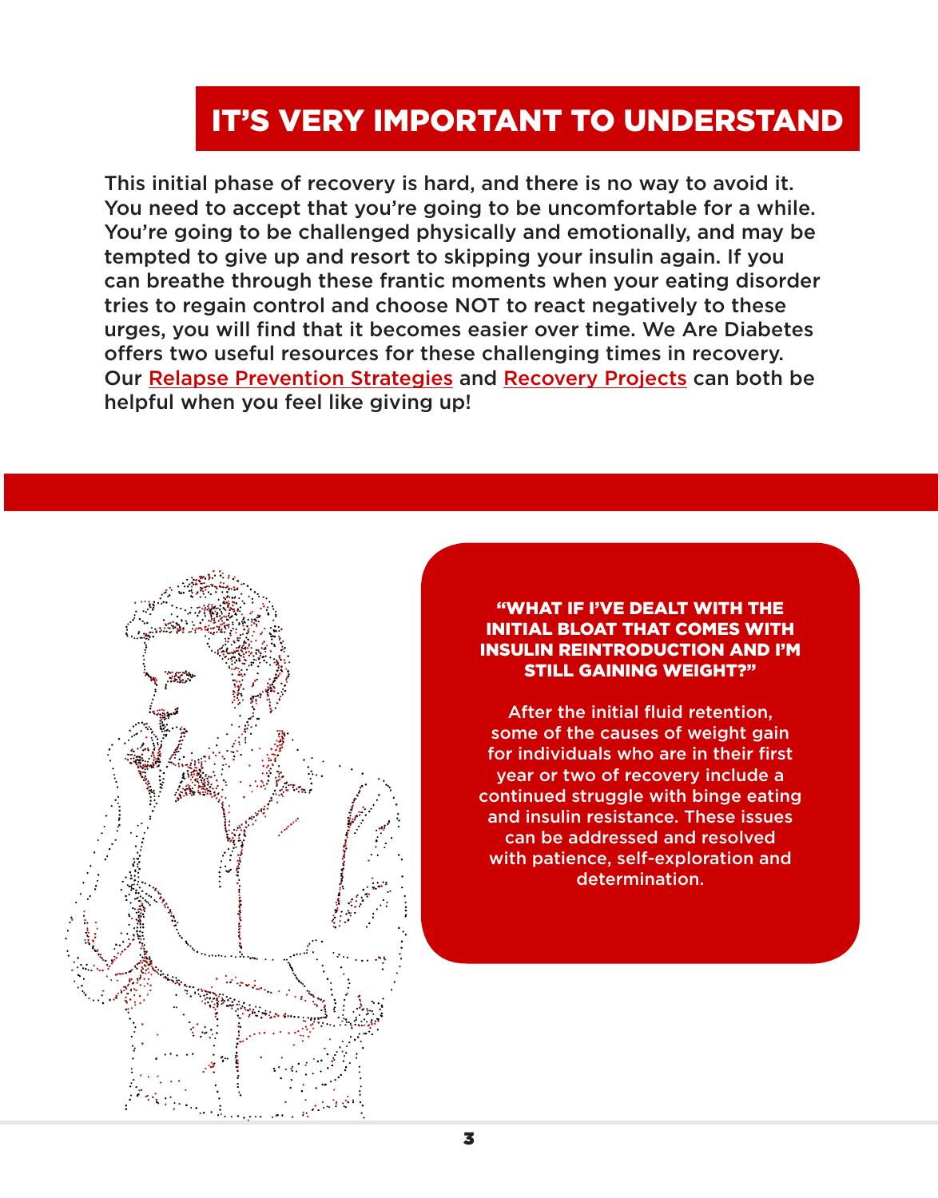## IT'S VERY IMPORTANT TO UNDERSTAND

This initial phase of recovery is hard, and there is no way to avoid it. You need to accept that you're going to be uncomfortable for a while. You're going to be challenged physically and emotionally, and may be tempted to give up and resort to skipping your insulin again. If you can breathe through these frantic moments when your eating disorder tries to regain control and choose NOT to react negatively to these urges, you will find that it becomes easier over time. We Are Diabetes offers two useful resources for these challenging times in recovery. Our Relapse Prevention Strategies and Recovery Projects can both be helpful when you feel like giving up!

**"WHAT IF I'VE DEALT WITH THE INITIAL BLOAT THAT COMES WITH INSULIN REINTRODUCTION AND I'M STILL GAINING WEIGHT?"**

After the initial fluid retention, some of the causes of weight gain for individuals who are in their first year or two of recovery include a continued struggle with binge eating and insulin resistance. These issues can be addressed and resolved with patience, self-exploration and determination.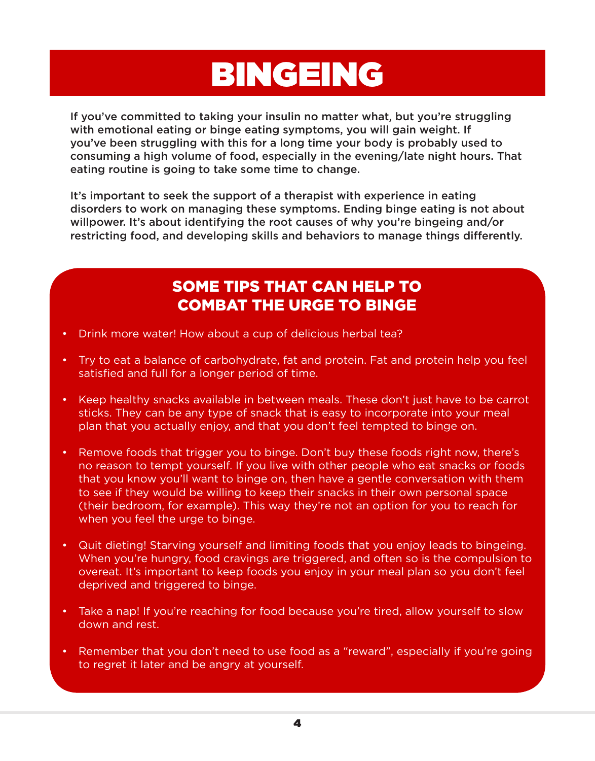# BINGEING

If you've committed to taking your insulin no matter what, but you're struggling with emotional eating or binge eating symptoms, you will gain weight. If you've been struggling with this for a long time your body is probably used to consuming a high volume of food, especially in the evening/late night hours. That eating routine is going to take some time to change.

It's important to seek the support of a therapist with experience in eating disorders to work on managing these symptoms. Ending binge eating is not about willpower. It's about identifying the root causes of why you're bingeing and/or restricting food, and developing skills and behaviors to manage things differently.

## SOME TIPS THAT CAN HELP TO COMBAT THE URGE TO BINGE

- Drink more water! How about a cup of delicious herbal tea?
- Try to eat a balance of carbohydrate, fat and protein. Fat and protein help you feel satisfied and full for a longer period of time.
- Keep healthy snacks available in between meals. These don't just have to be carrot sticks. They can be any type of snack that is easy to incorporate into your meal plan that you actually enjoy, and that you don't feel tempted to binge on.
- Remove foods that trigger you to binge. Don't buy these foods right now, there's no reason to tempt yourself. If you live with other people who eat snacks or foods that you know you'll want to binge on, then have a gentle conversation with them to see if they would be willing to keep their snacks in their own personal space (their bedroom, for example). This way they're not an option for you to reach for when you feel the urge to binge.
- Quit dieting! Starving yourself and limiting foods that you enjoy leads to bingeing. When you're hungry, food cravings are triggered, and often so is the compulsion to overeat. It's important to keep foods you enjoy in your meal plan so you don't feel deprived and triggered to binge.
- Take a nap! If you're reaching for food because you're tired, allow yourself to slow down and rest.
- Remember that you don't need to use food as a "reward", especially if you're going to regret it later and be angry at yourself.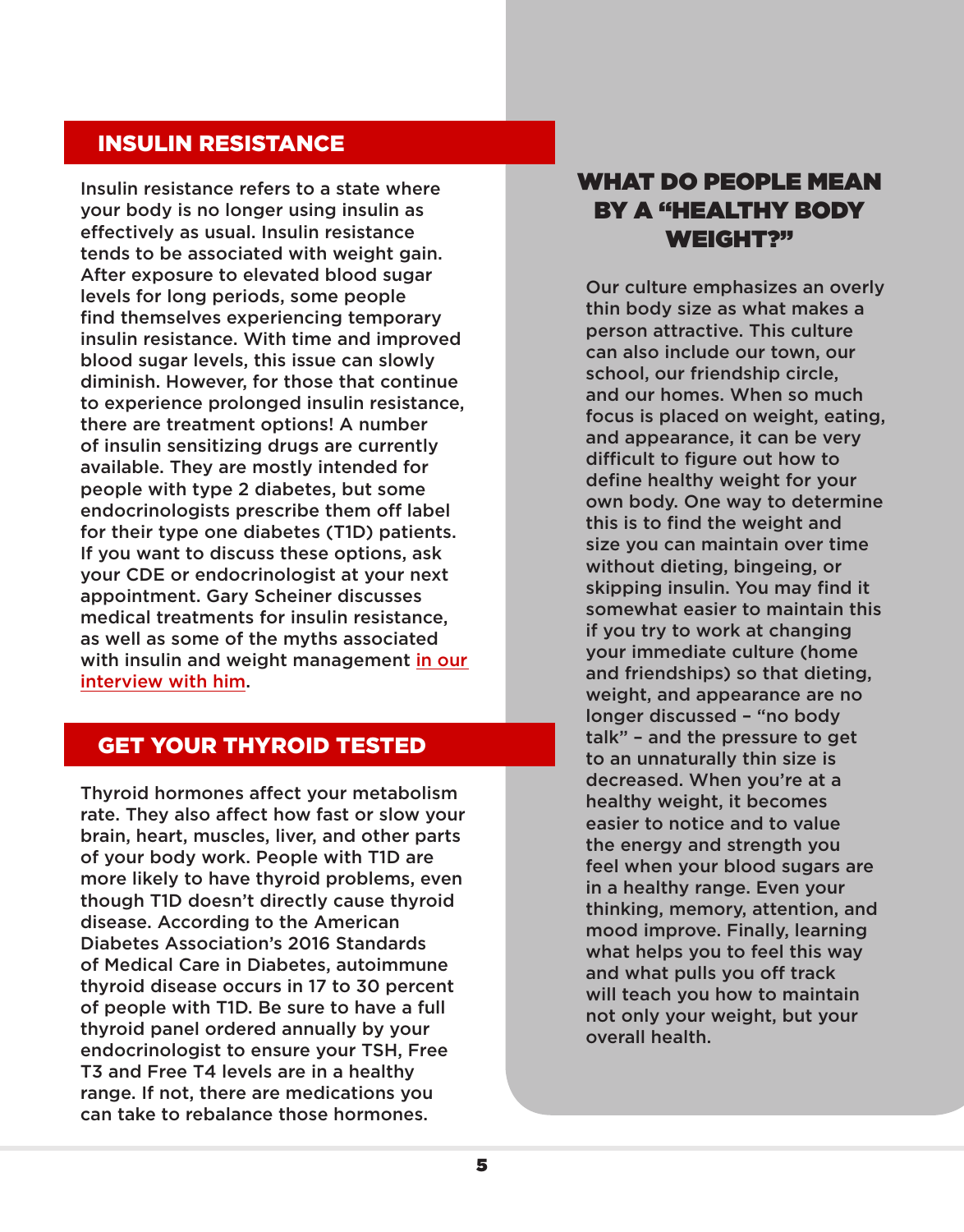## INSULIN RESISTANCE

Insulin resistance refers to a state where your body is no longer using insulin as effectively as usual. Insulin resistance tends to be associated with weight gain. After exposure to elevated blood sugar levels for long periods, some people find themselves experiencing temporary insulin resistance. With time and improved blood sugar levels, this issue can slowly diminish. However, for those that continue to experience prolonged insulin resistance, there are treatment options! A number of insulin sensitizing drugs are currently available. They are mostly intended for people with type 2 diabetes, but some endocrinologists prescribe them off label for their type one diabetes (T1D) patients. If you want to discuss these options, ask your CDE or endocrinologist at your next appointment. Gary Scheiner discusses medical treatments for insulin resistance, as well as some of the myths associated with insulin and weight management in our interview with him.

## GET YOUR THYROID TESTED

Thyroid hormones affect your metabolism rate. They also affect how fast or slow your brain, heart, muscles, liver, and other parts of your body work. People with T1D are more likely to have thyroid problems, even though T1D doesn't directly cause thyroid disease. According to the American Diabetes Association's 2016 Standards of Medical Care in Diabetes, autoimmune thyroid disease occurs in 17 to 30 percent of people with T1D. Be sure to have a full thyroid panel ordered annually by your endocrinologist to ensure your TSH, Free T3 and Free T4 levels are in a healthy range. If not, there are medications you can take to rebalance those hormones.

## WHAT DO PEOPLE MEAN BY A "HEALTHY BODY WEIGHT?"

Our culture emphasizes an overly thin body size as what makes a person attractive. This culture can also include our town, our school, our friendship circle, and our homes. When so much focus is placed on weight, eating, and appearance, it can be very difficult to figure out how to define healthy weight for your own body. One way to determine this is to find the weight and size you can maintain over time without dieting, bingeing, or skipping insulin. You may find it somewhat easier to maintain this if you try to work at changing your immediate culture (home and friendships) so that dieting, weight, and appearance are no longer discussed – "no body talk" – and the pressure to get to an unnaturally thin size is decreased. When you're at a healthy weight, it becomes easier to notice and to value the energy and strength you feel when your blood sugars are in a healthy range. Even your thinking, memory, attention, and mood improve. Finally, learning what helps you to feel this way and what pulls you off track will teach you how to maintain not only your weight, but your overall health.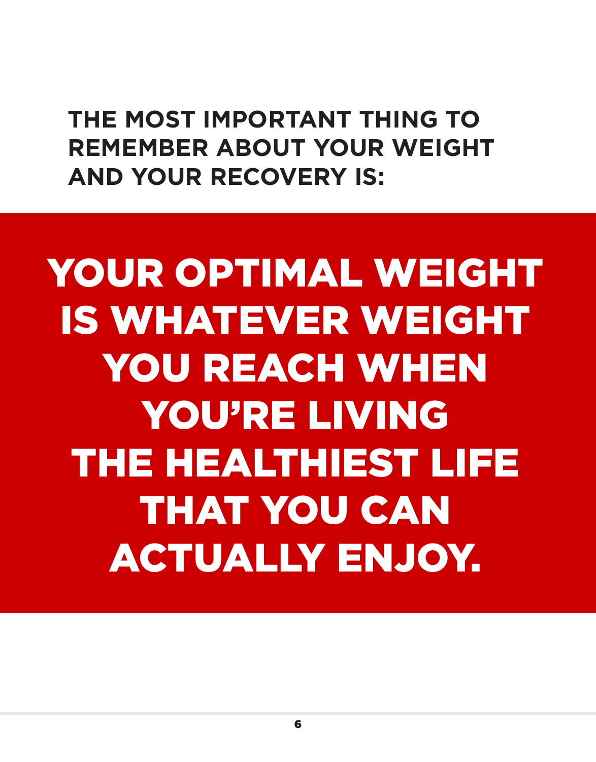**THE MOST IMPORTANT THING TO REMEMBER ABOUT YOUR WEIGHT AND YOUR RECOVERY IS:**

# YOUR OPTIMAL WEIGHT IS WHATEVER WEIGHT YOU REACH WHEN YOU'RE LIVING THE HEALTHIEST LIFE THAT YOU CAN ACTUALLY ENJOY.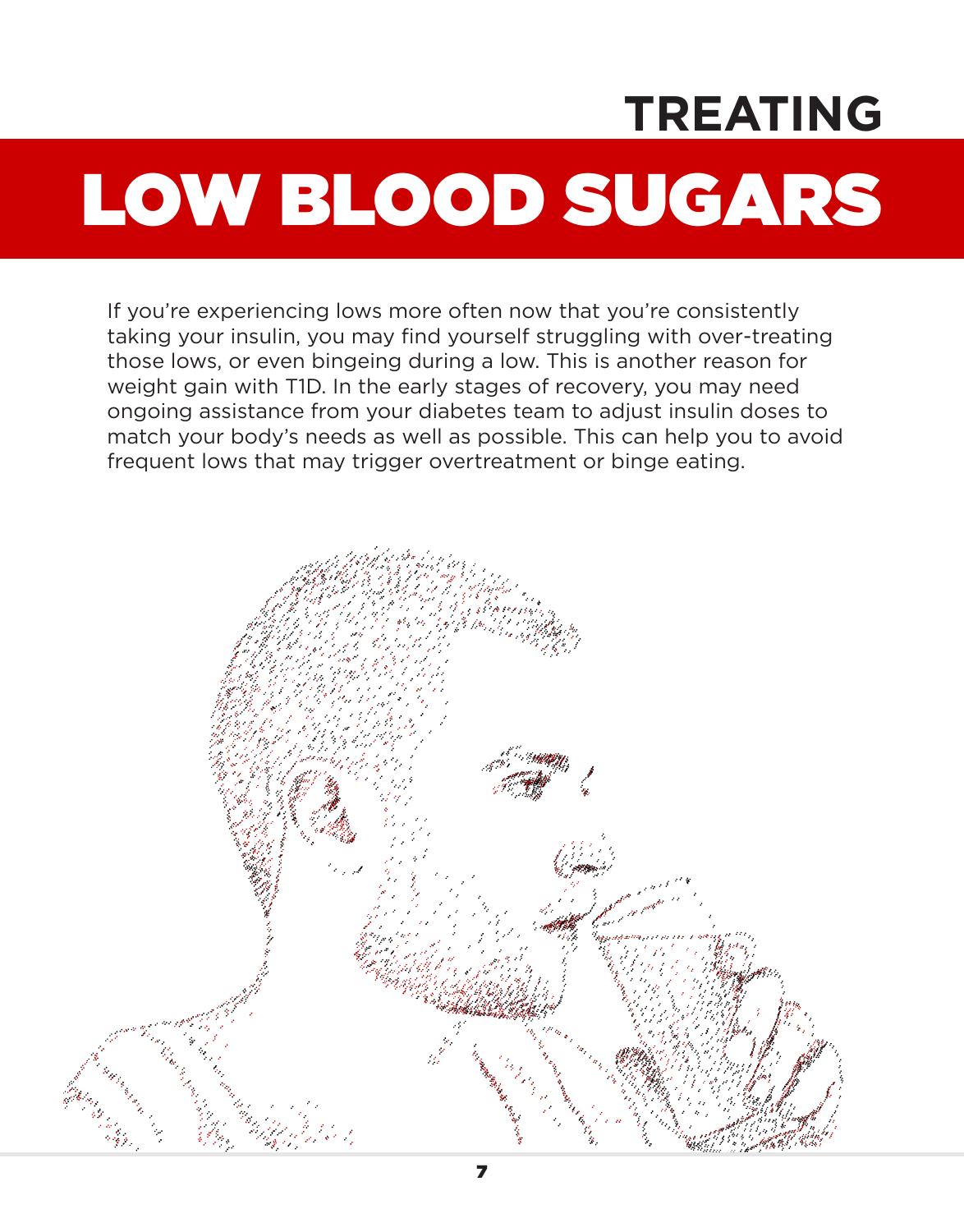# TREATING LOW BLOOD SUGARS

If you're experiencing lows more often now that you're consistently taking your insulin, you may find yourself struggling with over-treating those lows, or even bingeing during a low. This is another reason for weight gain with T1D. In the early stages of recovery, you may need ongoing assistance from your diabetes team to adjust insulin doses to match your body's needs as well as possible. This can help you to avoid frequent lows that may trigger overtreatment or binge eating.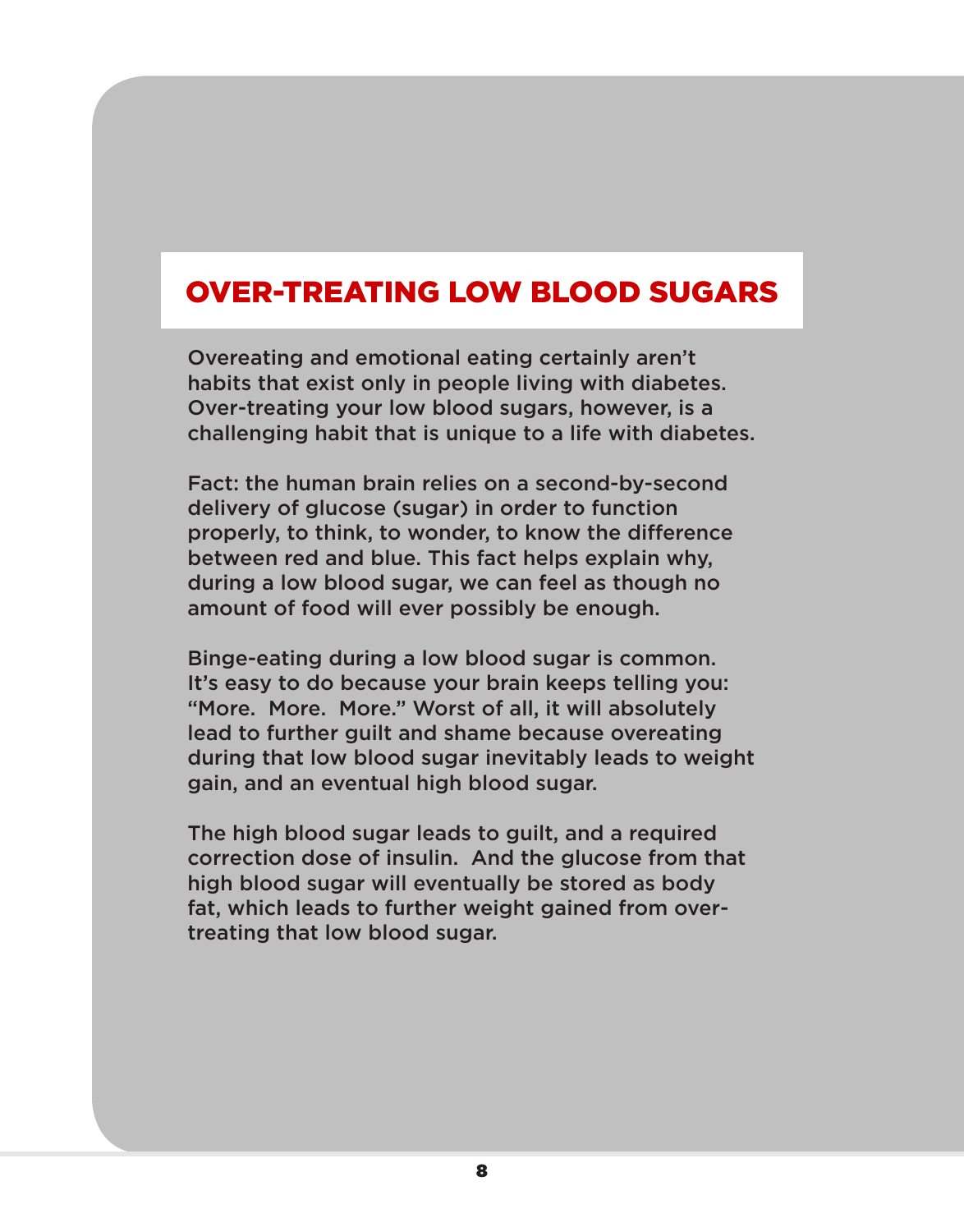## OVER-TREATING LOW BLOOD SUGARS

Overeating and emotional eating certainly aren't habits that exist only in people living with diabetes. Over-treating your low blood sugars, however, is a challenging habit that is unique to a life with diabetes.

Fact: the human brain relies on a second-by-second delivery of glucose (sugar) in order to function properly, to think, to wonder, to know the difference between red and blue. This fact helps explain why, during a low blood sugar, we can feel as though no amount of food will ever possibly be enough.

Binge-eating during a low blood sugar is common. It's easy to do because your brain keeps telling you: "More. More. More." Worst of all, it will absolutely lead to further guilt and shame because overeating during that low blood sugar inevitably leads to weight gain, and an eventual high blood sugar.

The high blood sugar leads to guilt, and a required correction dose of insulin. And the glucose from that high blood sugar will eventually be stored as body fat, which leads to further weight gained from over-treating that low blood sugar.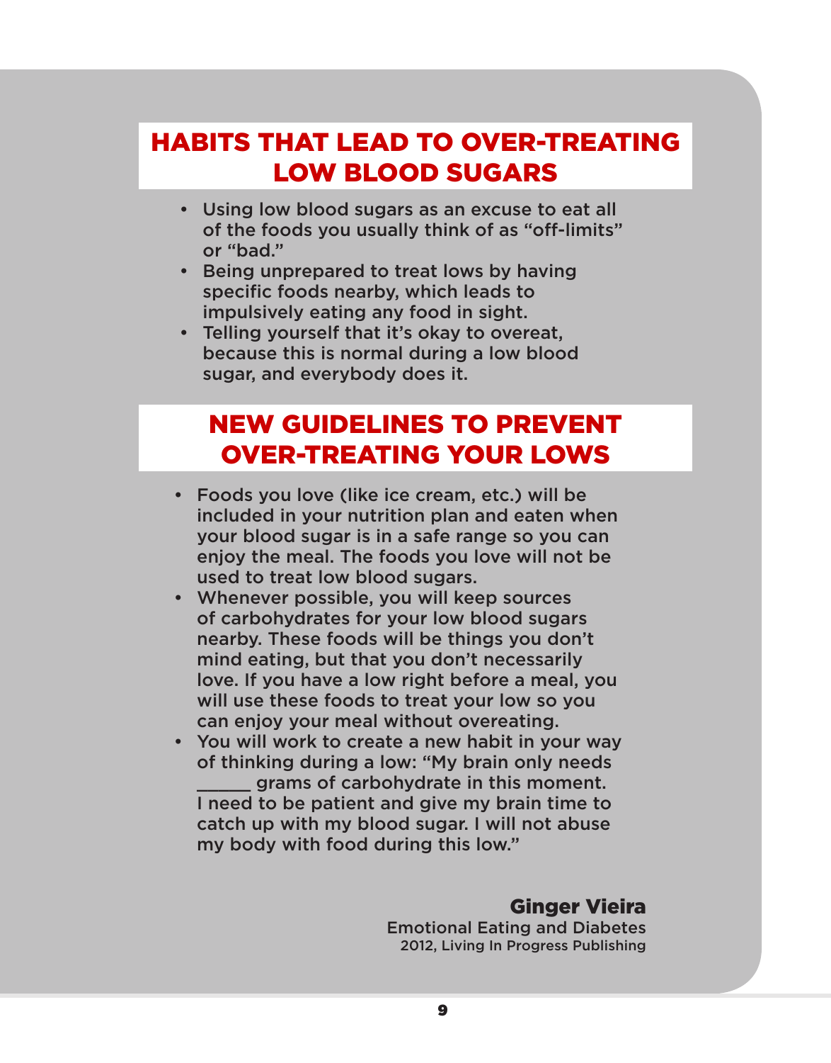## HABITS THAT LEAD TO OVER-TREATING LOW BLOOD SUGARS

- Using low blood sugars as an excuse to eat all of the foods you usually think of as “off-limits” or “bad.”
- Being unprepared to treat lows by having specific foods nearby, which leads to impulsively eating any food in sight.
- Telling yourself that it’s okay to overeat, because this is normal during a low blood sugar, and everybody does it.

## NEW GUIDELINES TO PREVENT OVER-TREATING YOUR LOWS

- Foods you love (like ice cream, etc.) will be included in your nutrition plan and eaten when your blood sugar is in a safe range so you can enjoy the meal. The foods you love will not be used to treat low blood sugars.
- Whenever possible, you will keep sources of carbohydrates for your low blood sugars nearby. These foods will be things you don’t mind eating, but that you don’t necessarily love. If you have a low right before a meal, you will use these foods to treat your low so you can enjoy your meal without overeating.
- You will work to create a new habit in your way of thinking during a low: “My brain only needs ______ grams of carbohydrate in this moment. I need to be patient and give my brain time to catch up with my blood sugar. I will not abuse my body with food during this low.”

**Ginger Vieira**
Emotional Eating and Diabetes
2012, Living In Progress Publishing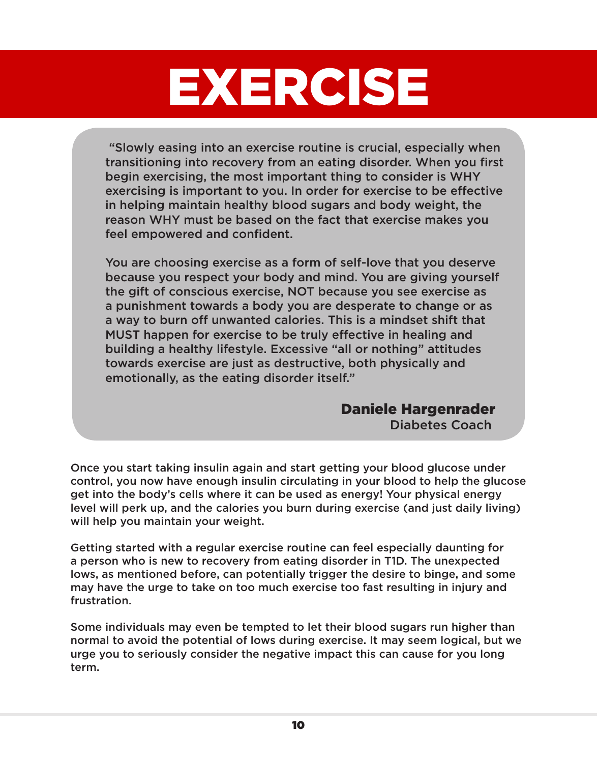# EXERCISE

> "Slowly easing into an exercise routine is crucial, especially when transitioning into recovery from an eating disorder. When you first begin exercising, the most important thing to consider is WHY exercising is important to you. In order for exercise to be effective in helping maintain healthy blood sugars and body weight, the reason WHY must be based on the fact that exercise makes you feel empowered and confident.
>
> You are choosing exercise as a form of self-love that you deserve because you respect your body and mind. You are giving yourself the gift of conscious exercise, NOT because you see exercise as a punishment towards a body you are desperate to change or as a way to burn off unwanted calories. This is a mindset shift that MUST happen for exercise to be truly effective in healing and building a healthy lifestyle. Excessive "all or nothing" attitudes towards exercise are just as destructive, both physically and emotionally, as the eating disorder itself."
>
> **Daniele Hargenrader**
> Diabetes Coach

Once you start taking insulin again and start getting your blood glucose under control, you now have enough insulin circulating in your blood to help the glucose get into the body's cells where it can be used as energy! Your physical energy level will perk up, and the calories you burn during exercise (and just daily living) will help you maintain your weight.

Getting started with a regular exercise routine can feel especially daunting for a person who is new to recovery from eating disorder in T1D. The unexpected lows, as mentioned before, can potentially trigger the desire to binge, and some may have the urge to take on too much exercise too fast resulting in injury and frustration.

Some individuals may even be tempted to let their blood sugars run higher than normal to avoid the potential of lows during exercise. It may seem logical, but we urge you to seriously consider the negative impact this can cause for you long term.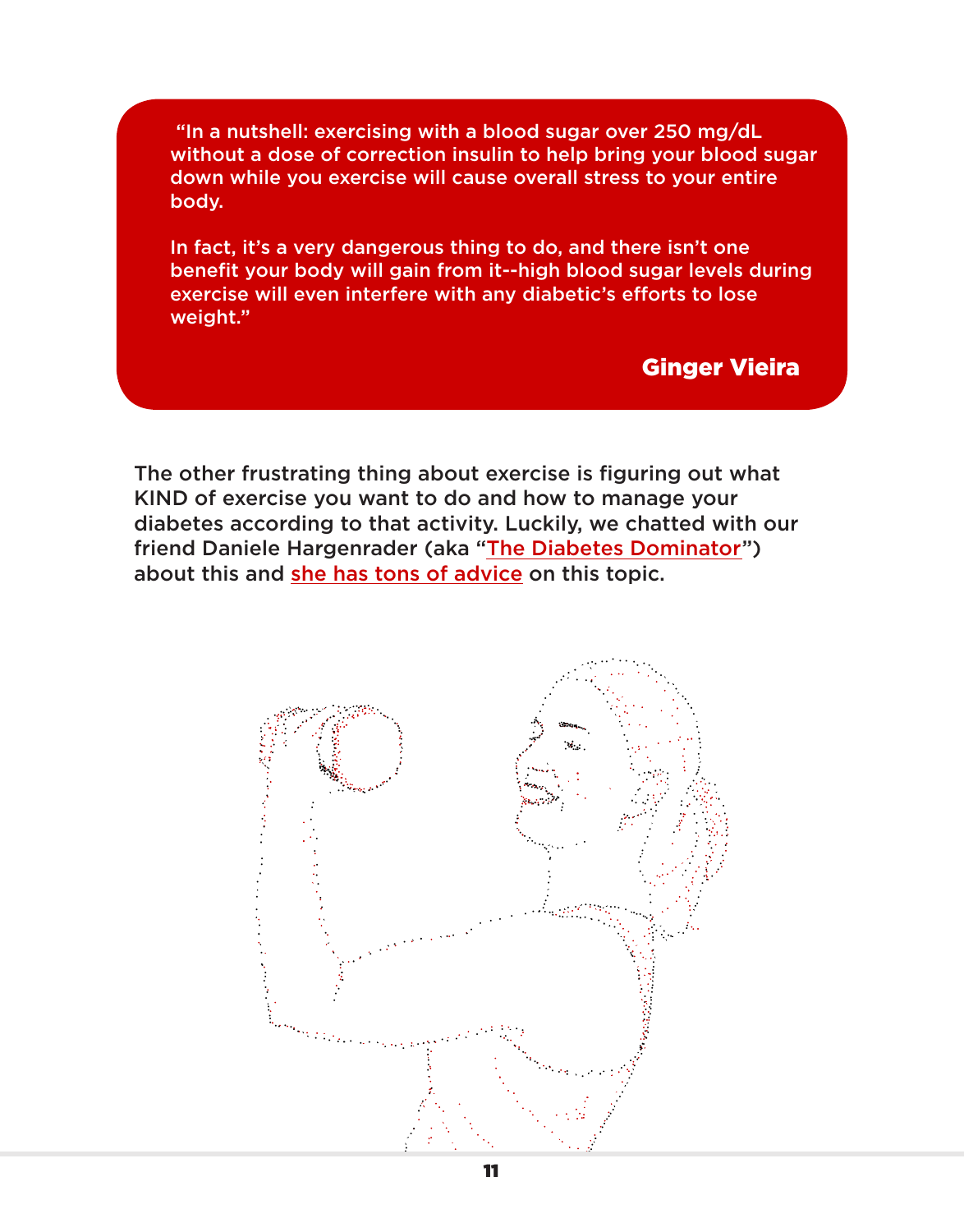> "In a nutshell: exercising with a blood sugar over 250 mg/dL without a dose of correction insulin to help bring your blood sugar down while you exercise will cause overall stress to your entire body.
>
> In fact, it's a very dangerous thing to do, and there isn't one benefit your body will gain from it--high blood sugar levels during exercise will even interfere with any diabetic's efforts to lose weight."
>
> **Ginger Vieira**

The other frustrating thing about exercise is figuring out what KIND of exercise you want to do and how to manage your diabetes according to that activity. Luckily, we chatted with our friend Daniele Hargenrader (aka "The Diabetes Dominator") about this and she has tons of advice on this topic.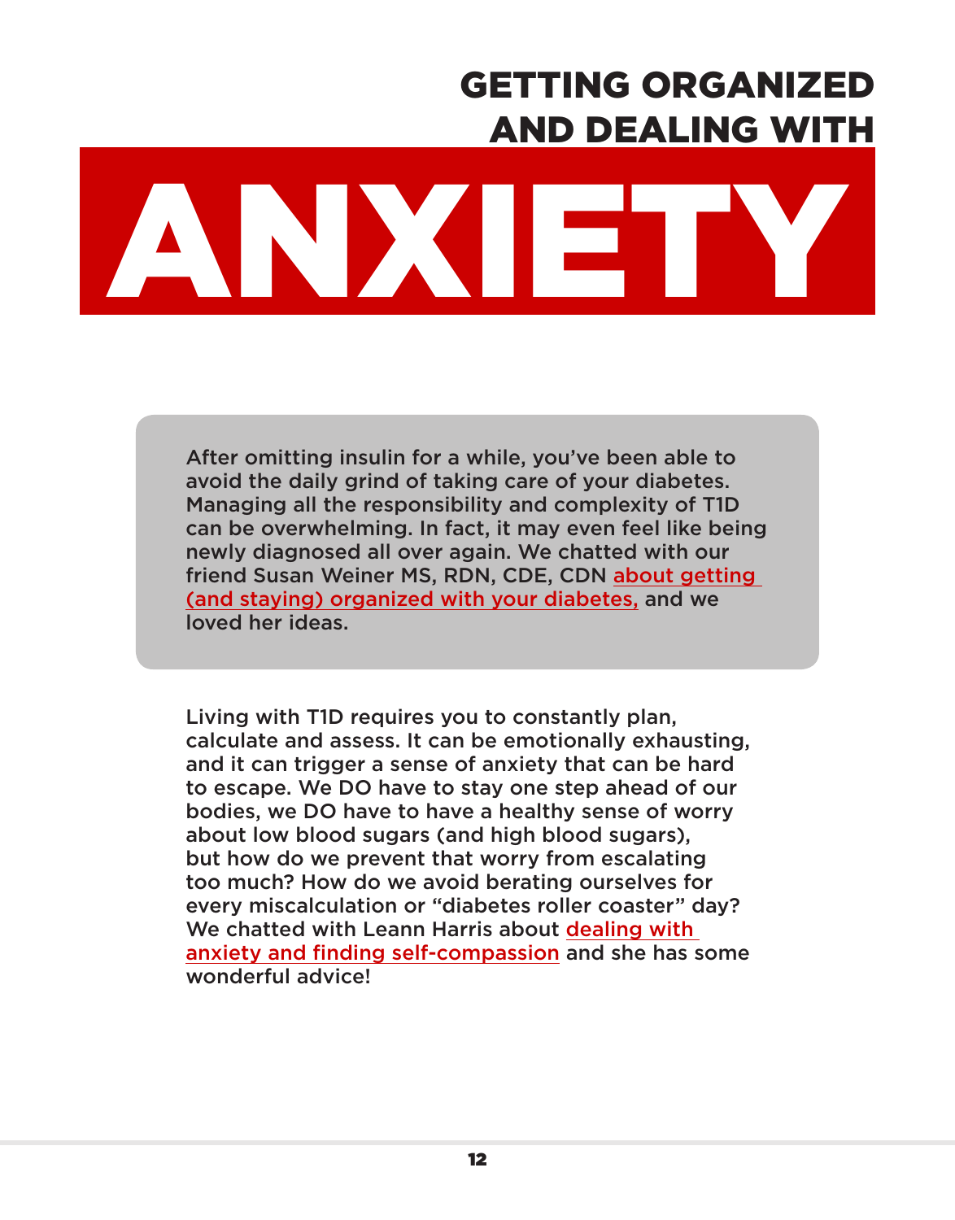# GETTING ORGANIZED AND DEALING WITH ANXIETY

After omitting insulin for a while, you've been able to avoid the daily grind of taking care of your diabetes. Managing all the responsibility and complexity of T1D can be overwhelming. In fact, it may even feel like being newly diagnosed all over again. We chatted with our friend Susan Weiner MS, RDN, CDE, CDN about getting (and staying) organized with your diabetes, and we loved her ideas.

Living with T1D requires you to constantly plan, calculate and assess. It can be emotionally exhausting, and it can trigger a sense of anxiety that can be hard to escape. We DO have to stay one step ahead of our bodies, we DO have to have a healthy sense of worry about low blood sugars (and high blood sugars), but how do we prevent that worry from escalating too much? How do we avoid berating ourselves for every miscalculation or "diabetes roller coaster" day? We chatted with Leann Harris about dealing with anxiety and finding self-compassion and she has some wonderful advice!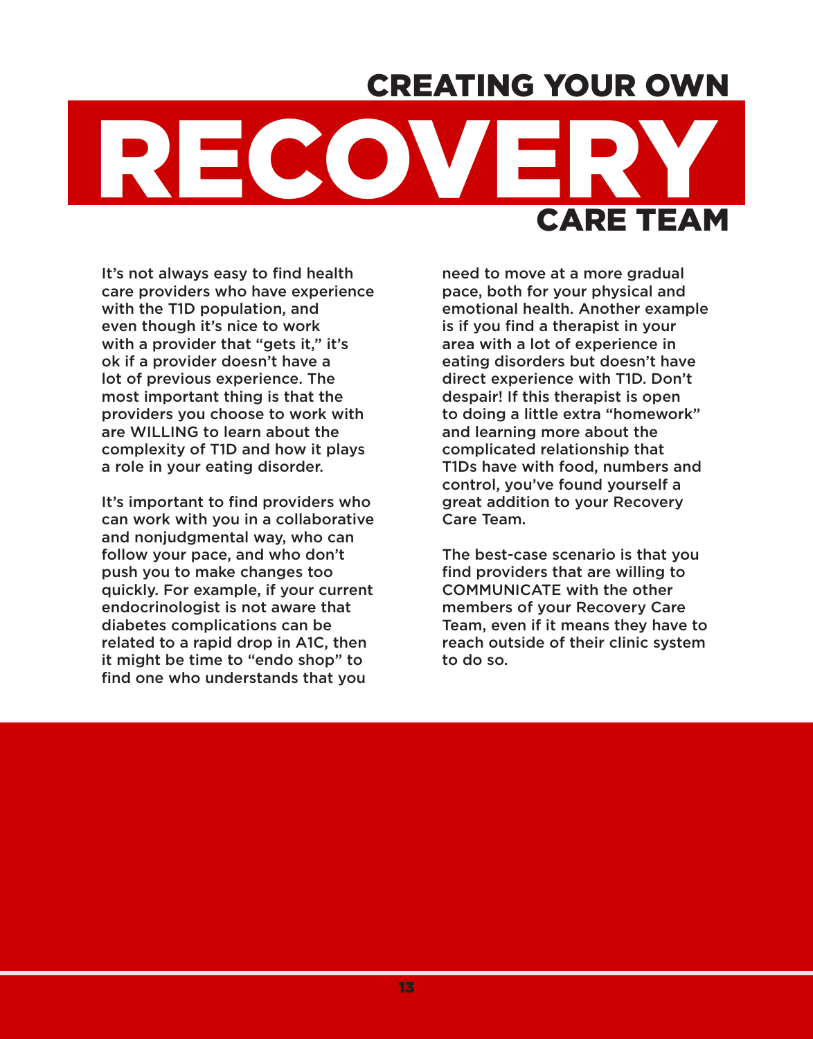# CREATING YOUR OWN RECOVERY CARE TEAM

It's not always easy to find health care providers who have experience with the T1D population, and even though it's nice to work with a provider that "gets it," it's ok if a provider doesn't have a lot of previous experience. The most important thing is that the providers you choose to work with are WILLING to learn about the complexity of T1D and how it plays a role in your eating disorder.

It's important to find providers who can work with you in a collaborative and nonjudgmental way, who can follow your pace, and who don't push you to make changes too quickly. For example, if your current endocrinologist is not aware that diabetes complications can be related to a rapid drop in A1C, then it might be time to "endo shop" to find one who understands that you need to move at a more gradual pace, both for your physical and emotional health. Another example is if you find a therapist in your area with a lot of experience in eating disorders but doesn't have direct experience with T1D. Don't despair! If this therapist is open to doing a little extra "homework" and learning more about the complicated relationship that T1Ds have with food, numbers and control, you've found yourself a great addition to your Recovery Care Team.

The best-case scenario is that you find providers that are willing to COMMUNICATE with the other members of your Recovery Care Team, even if it means they have to reach outside of their clinic system to do so.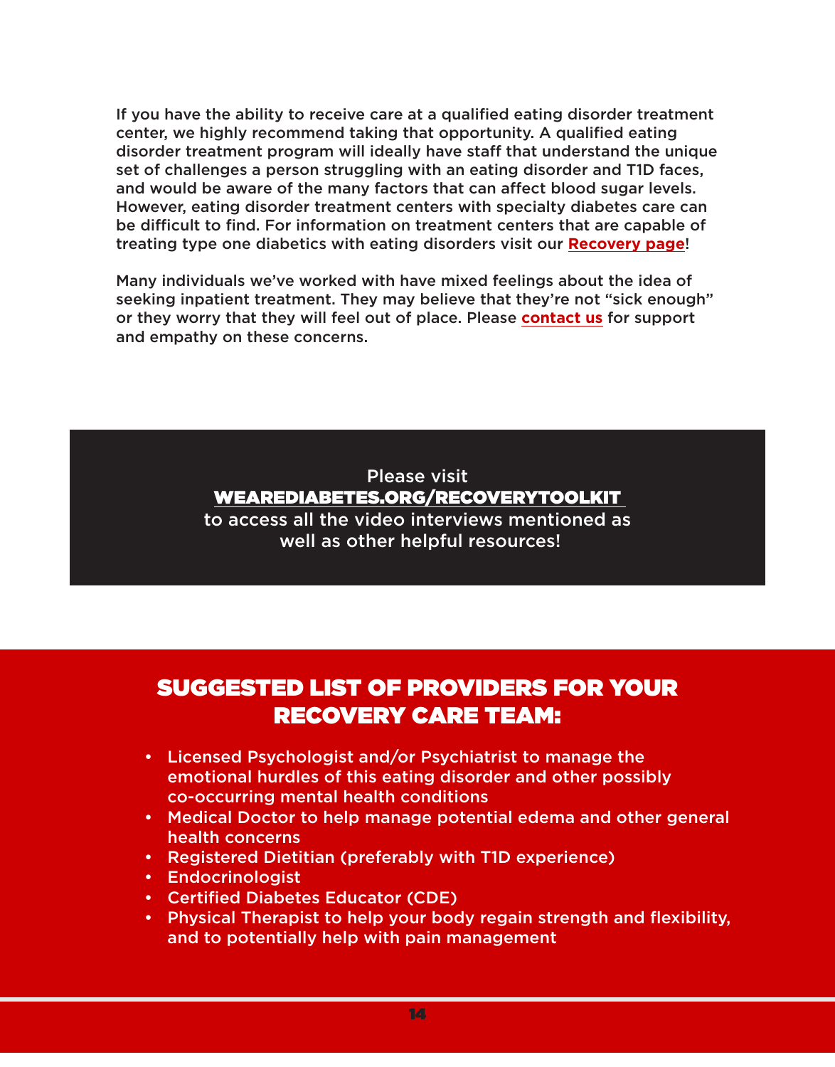If you have the ability to receive care at a qualified eating disorder treatment center, we highly recommend taking that opportunity. A qualified eating disorder treatment program will ideally have staff that understand the unique set of challenges a person struggling with an eating disorder and T1D faces, and would be aware of the many factors that can affect blood sugar levels. However, eating disorder treatment centers with specialty diabetes care can be difficult to find. For information on treatment centers that are capable of treating type one diabetics with eating disorders visit our **Recovery page**!

Many individuals we've worked with have mixed feelings about the idea of seeking inpatient treatment. They may believe that they're not "sick enough" or they worry that they will feel out of place. Please **contact us** for support and empathy on these concerns.

Please visit
**WEAREDIABETES.ORG/RECOVERYTOOLKIT**
to access all the video interviews mentioned as well as other helpful resources!

## SUGGESTED LIST OF PROVIDERS FOR YOUR RECOVERY CARE TEAM:

- Licensed Psychologist and/or Psychiatrist to manage the emotional hurdles of this eating disorder and other possibly co-occurring mental health conditions
- Medical Doctor to help manage potential edema and other general health concerns
- Registered Dietitian (preferably with T1D experience)
- Endocrinologist
- Certified Diabetes Educator (CDE)
- Physical Therapist to help your body regain strength and flexibility, and to potentially help with pain management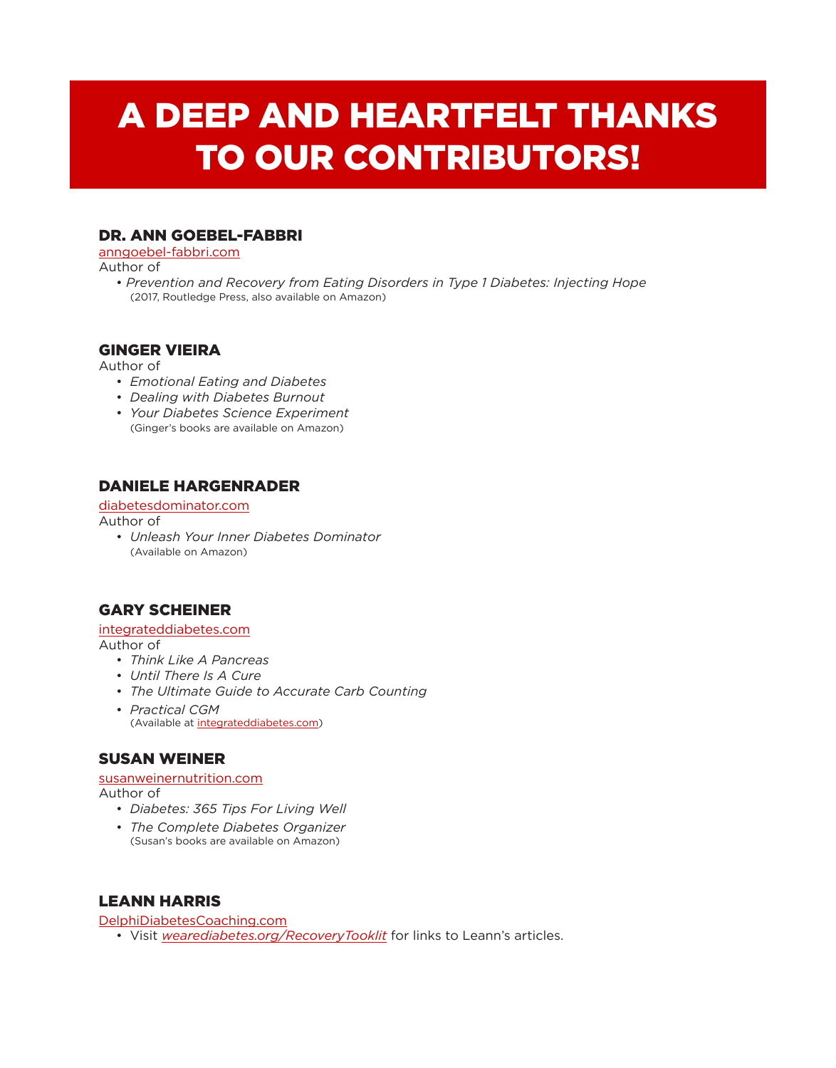# A DEEP AND HEARTFELT THANKS TO OUR CONTRIBUTORS!

### DR. ANN GOEBEL-FABBRI

anngoebel-fabbri.com

Author of

- *Prevention and Recovery from Eating Disorders in Type 1 Diabetes: Injecting Hope*
  (2017, Routledge Press, also available on Amazon)

### GINGER VIEIRA

Author of

- *Emotional Eating and Diabetes*
- *Dealing with Diabetes Burnout*
- *Your Diabetes Science Experiment*
  (Ginger's books are available on Amazon)

### DANIELE HARGENRADER

diabetesdominator.com

Author of

- *Unleash Your Inner Diabetes Dominator*
  (Available on Amazon)

### GARY SCHEINER

integrateddiabetes.com

Author of

- *Think Like A Pancreas*
- *Until There Is A Cure*
- *The Ultimate Guide to Accurate Carb Counting*
- *Practical CGM*
  (Available at integrateddiabetes.com)

### SUSAN WEINER

susanweinernutrition.com

Author of

- *Diabetes: 365 Tips For Living Well*
- *The Complete Diabetes Organizer*
  (Susan's books are available on Amazon)

### LEANN HARRIS

DelphiDiabetesCoaching.com

- Visit *wearediabetes.org/RecoveryTooklit* for links to Leann's articles.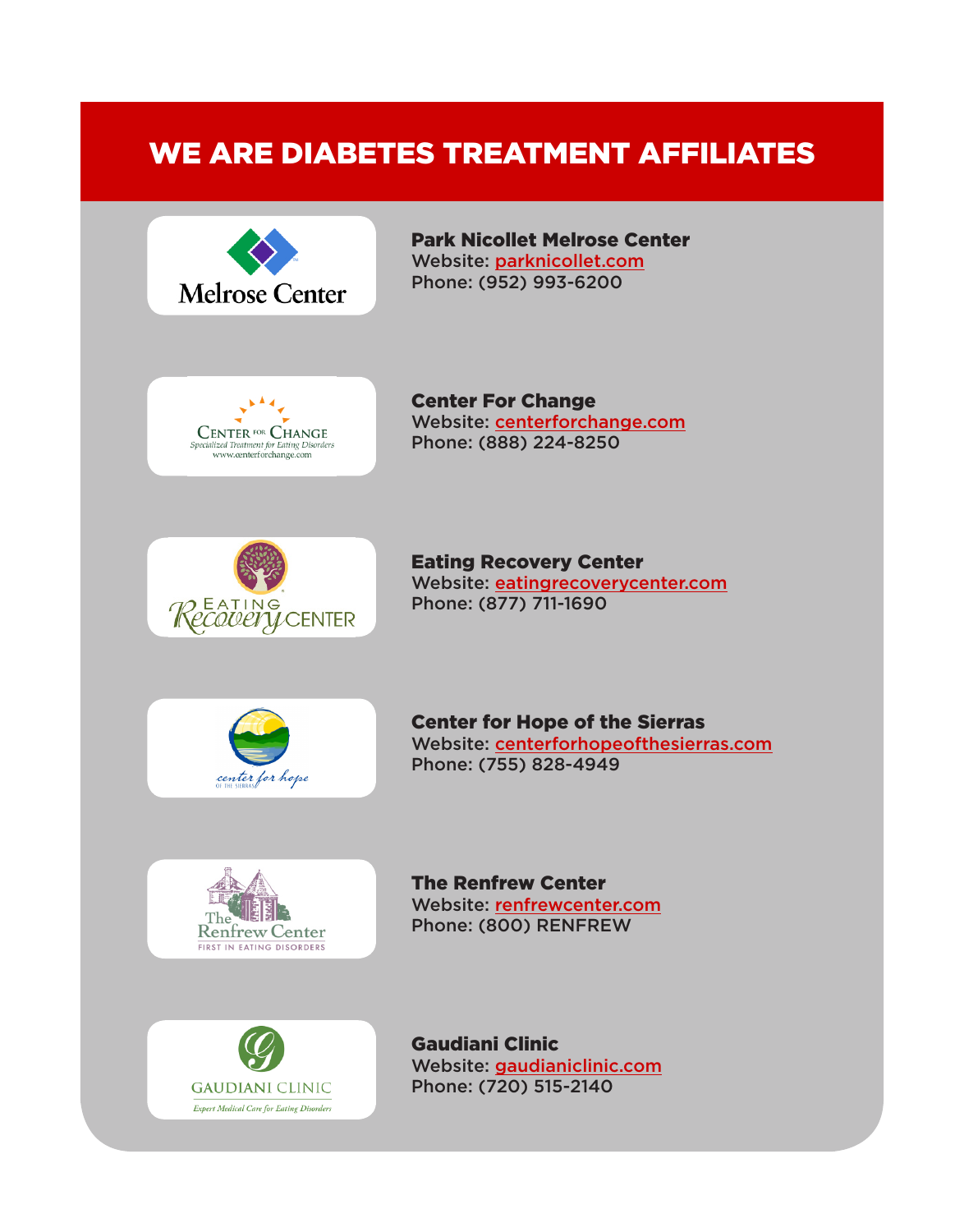# WE ARE DIABETES TREATMENT AFFILIATES

**Park Nicollet Melrose Center**
Website: parknicollet.com
Phone: (952) 993-6200

**Center For Change**
Website: centerforchange.com
Phone: (888) 224-8250

**Eating Recovery Center**
Website: eatingrecoverycenter.com
Phone: (877) 711-1690

**Center for Hope of the Sierras**
Website: centerforhopeofthesierras.com
Phone: (755) 828-4949

**The Renfrew Center**
Website: renfrewcenter.com
Phone: (800) RENFREW

**Gaudiani Clinic**
Website: gaudianiclinic.com
Phone: (720) 515-2140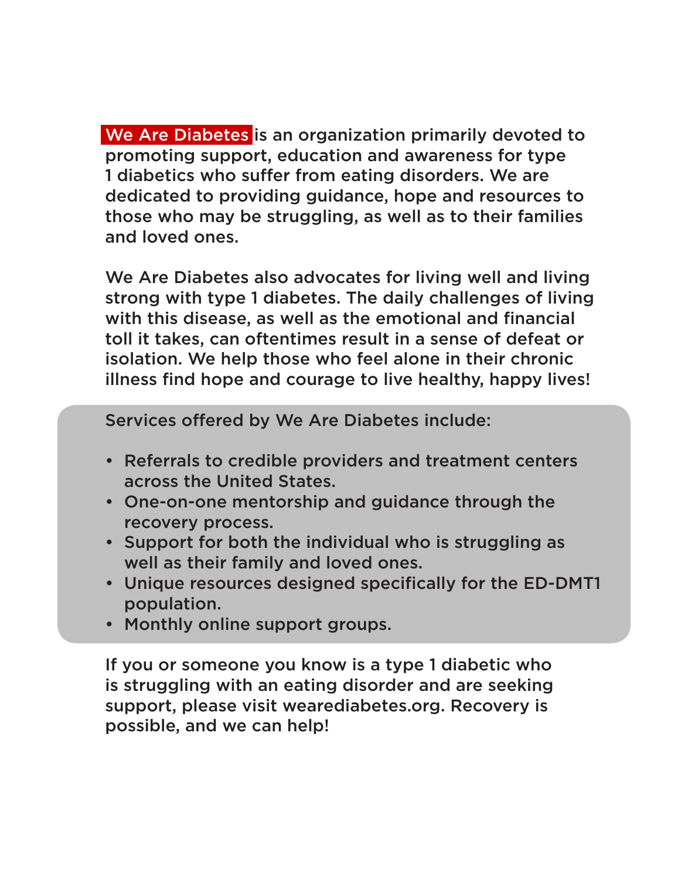**We Are Diabetes** is an organization primarily devoted to promoting support, education and awareness for type 1 diabetics who suffer from eating disorders. We are dedicated to providing guidance, hope and resources to those who may be struggling, as well as to their families and loved ones.

We Are Diabetes also advocates for living well and living strong with type 1 diabetes. The daily challenges of living with this disease, as well as the emotional and financial toll it takes, can oftentimes result in a sense of defeat or isolation. We help those who feel alone in their chronic illness find hope and courage to live healthy, happy lives!

Services offered by We Are Diabetes include:

- Referrals to credible providers and treatment centers across the United States.
- One-on-one mentorship and guidance through the recovery process.
- Support for both the individual who is struggling as well as their family and loved ones.
- Unique resources designed specifically for the ED-DMT1 population.
- Monthly online support groups.

If you or someone you know is a type 1 diabetic who is struggling with an eating disorder and are seeking support, please visit wearediabetes.org. Recovery is possible, and we can help!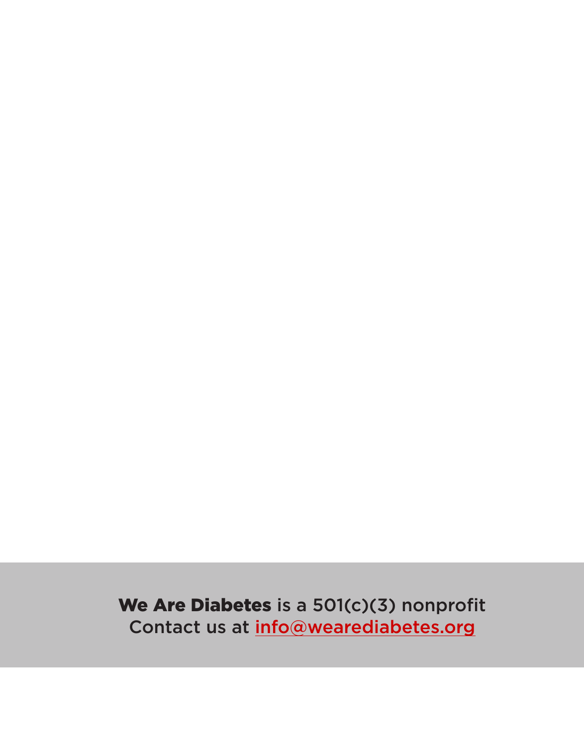**We Are Diabetes** is a 501(c)(3) nonprofit
Contact us at info@wearediabetes.org